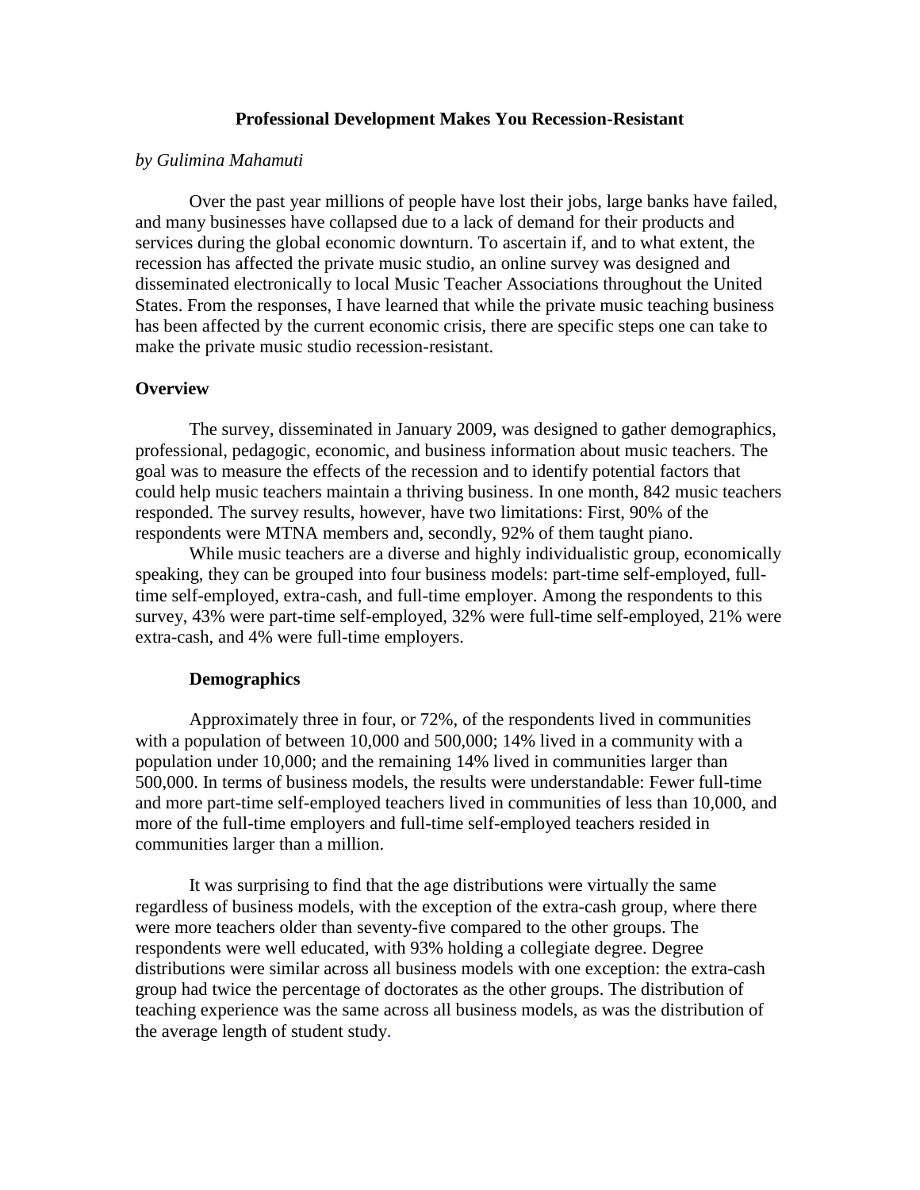# Professional Development Makes You Recession-Resistant

*by Gulimina Mahamuti*

Over the past year millions of people have lost their jobs, large banks have failed, and many businesses have collapsed due to a lack of demand for their products and services during the global economic downturn. To ascertain if, and to what extent, the recession has affected the private music studio, an online survey was designed and disseminated electronically to local Music Teacher Associations throughout the United States. From the responses, I have learned that while the private music teaching business has been affected by the current economic crisis, there are specific steps one can take to make the private music studio recession-resistant.

## Overview

The survey, disseminated in January 2009, was designed to gather demographics, professional, pedagogic, economic, and business information about music teachers. The goal was to measure the effects of the recession and to identify potential factors that could help music teachers maintain a thriving business. In one month, 842 music teachers responded. The survey results, however, have two limitations: First, 90% of the respondents were MTNA members and, secondly, 92% of them taught piano.

While music teachers are a diverse and highly individualistic group, economically speaking, they can be grouped into four business models: part-time self-employed, full-time self-employed, extra-cash, and full-time employer. Among the respondents to this survey, 43% were part-time self-employed, 32% were full-time self-employed, 21% were extra-cash, and 4% were full-time employers.

### Demographics

Approximately three in four, or 72%, of the respondents lived in communities with a population of between 10,000 and 500,000; 14% lived in a community with a population under 10,000; and the remaining 14% lived in communities larger than 500,000. In terms of business models, the results were understandable: Fewer full-time and more part-time self-employed teachers lived in communities of less than 10,000, and more of the full-time employers and full-time self-employed teachers resided in communities larger than a million.

It was surprising to find that the age distributions were virtually the same regardless of business models, with the exception of the extra-cash group, where there were more teachers older than seventy-five compared to the other groups. The respondents were well educated, with 93% holding a collegiate degree. Degree distributions were similar across all business models with one exception: the extra-cash group had twice the percentage of doctorates as the other groups. The distribution of teaching experience was the same across all business models, as was the distribution of the average length of student study.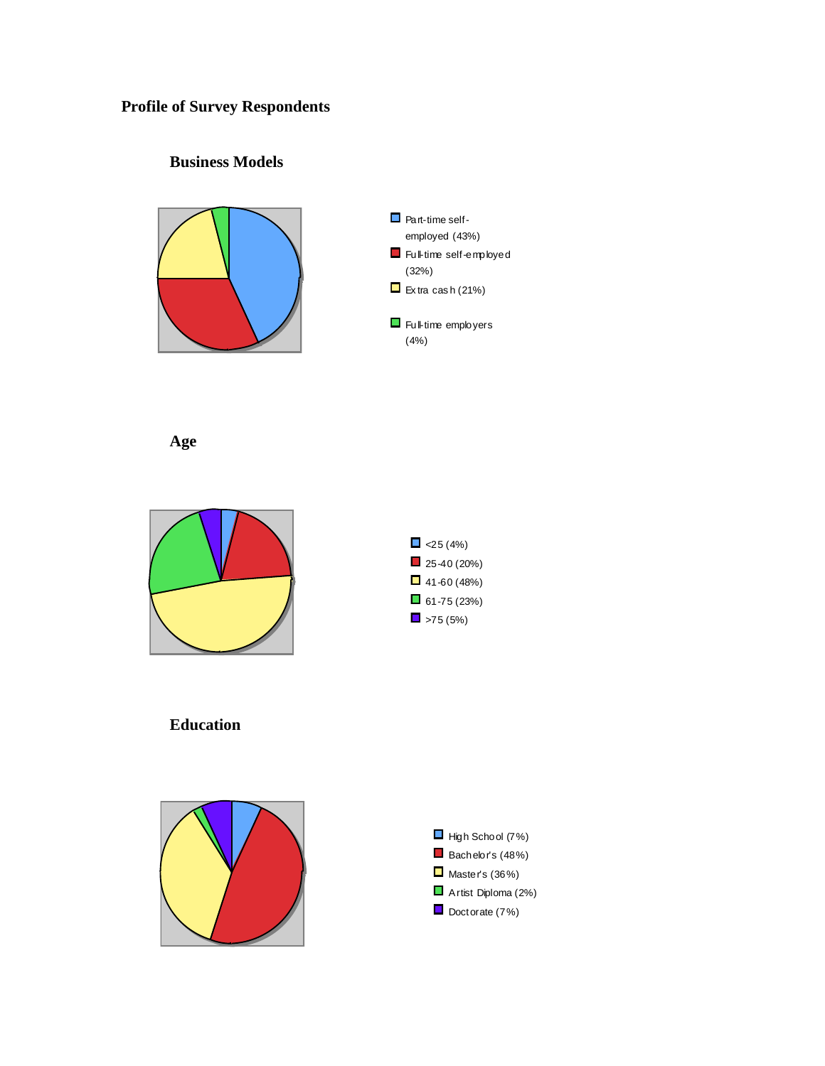# Profile of Survey Respondents

## Business Models

- Part-time self-employed (43%)
- Full-time self-employed (32%)
- Extra cash (21%)
- Full-time employers (4%)

## Age

- <25 (4%)
- 25-40 (20%)
- 41-60 (48%)
- 61-75 (23%)
- >75 (5%)

## Education

- High School (7%)
- Bachelor's (48%)
- Master's (36%)
- Artist Diploma (2%)
- Doctorate (7%)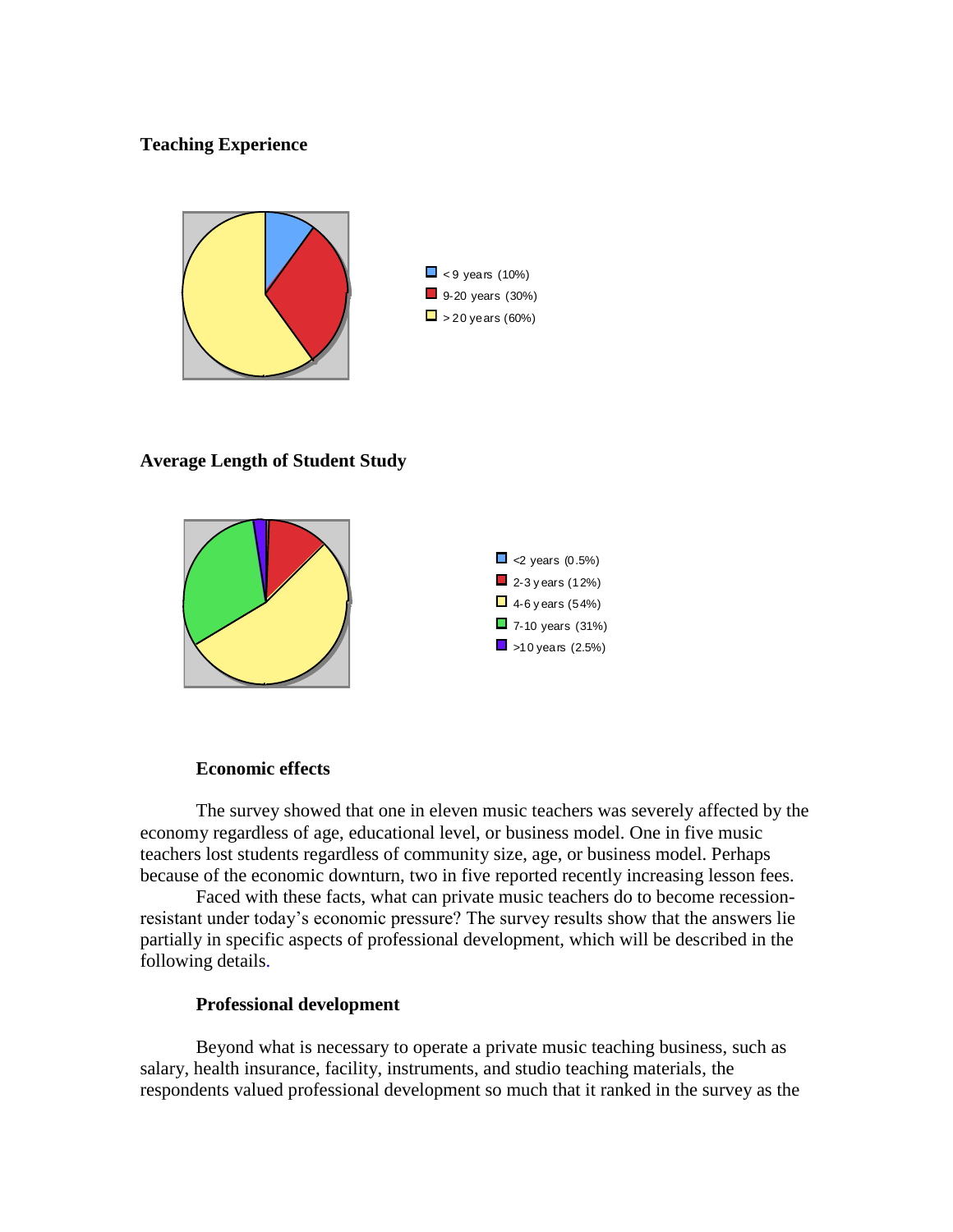**Teaching Experience**

- < 9 years (10%)
- 9-20 years (30%)
- > 20 years (60%)

**Average Length of Student Study**

- <2 years (0.5%)
- 2-3 years (12%)
- 4-6 years (54%)
- 7-10 years (31%)
- >10 years (2.5%)

**Economic effects**

The survey showed that one in eleven music teachers was severely affected by the economy regardless of age, educational level, or business model. One in five music teachers lost students regardless of community size, age, or business model. Perhaps because of the economic downturn, two in five reported recently increasing lesson fees.

Faced with these facts, what can private music teachers do to become recession-resistant under today's economic pressure? The survey results show that the answers lie partially in specific aspects of professional development, which will be described in the following details.

**Professional development**

Beyond what is necessary to operate a private music teaching business, such as salary, health insurance, facility, instruments, and studio teaching materials, the respondents valued professional development so much that it ranked in the survey as the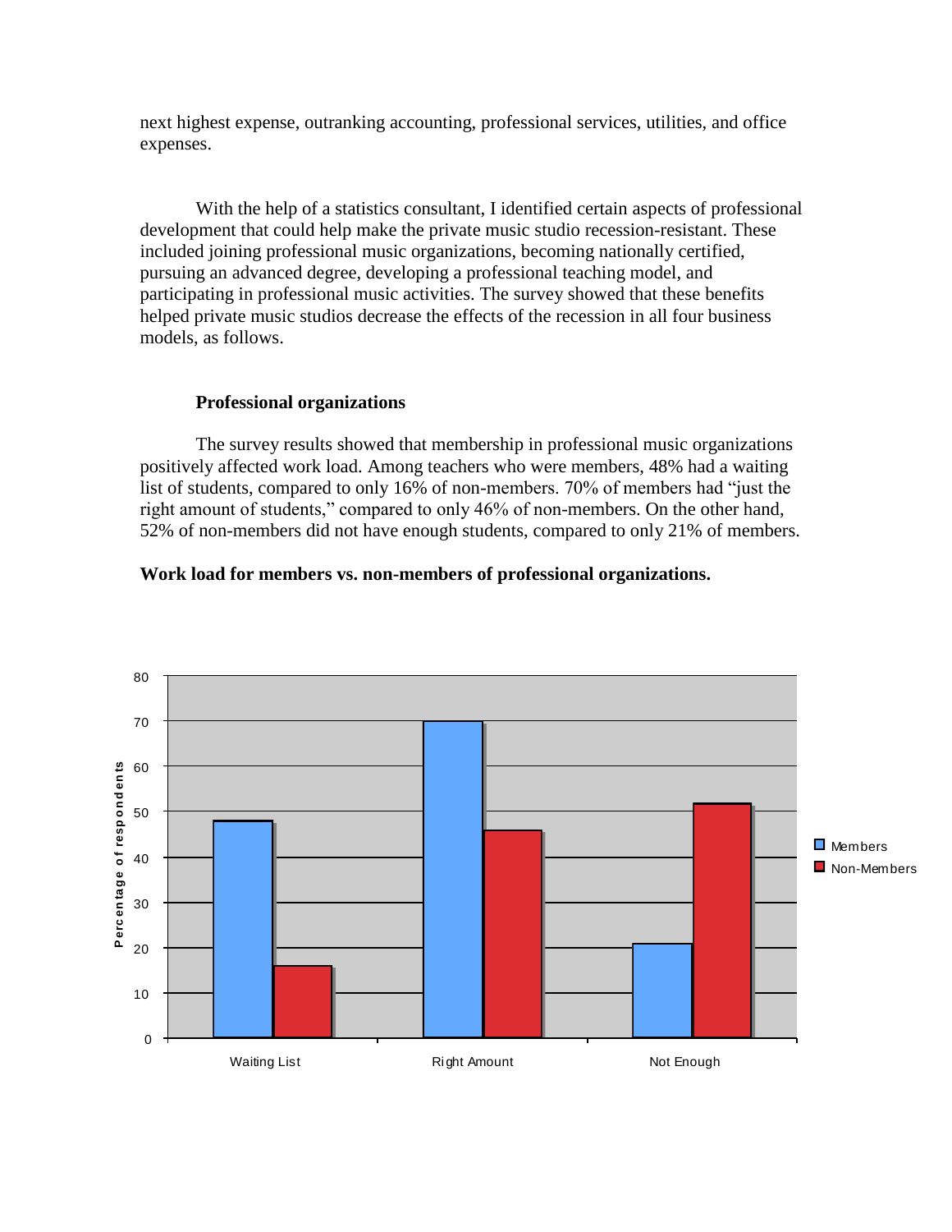next highest expense, outranking accounting, professional services, utilities, and office expenses.

With the help of a statistics consultant, I identified certain aspects of professional development that could help make the private music studio recession-resistant. These included joining professional music organizations, becoming nationally certified, pursuing an advanced degree, developing a professional teaching model, and participating in professional music activities. The survey showed that these benefits helped private music studios decrease the effects of the recession in all four business models, as follows.

### Professional organizations

The survey results showed that membership in professional music organizations positively affected work load. Among teachers who were members, 48% had a waiting list of students, compared to only 16% of non-members. 70% of members had "just the right amount of students," compared to only 46% of non-members. On the other hand, 52% of non-members did not have enough students, compared to only 21% of members.

**Work load for members vs. non-members of professional organizations.**

| Percentage of respondents | Members | Non-Members |
|---|---|---|
| Waiting List | 48 | 16 |
| Right Amount | 70 | 46 |
| Not Enough | 21 | 52 |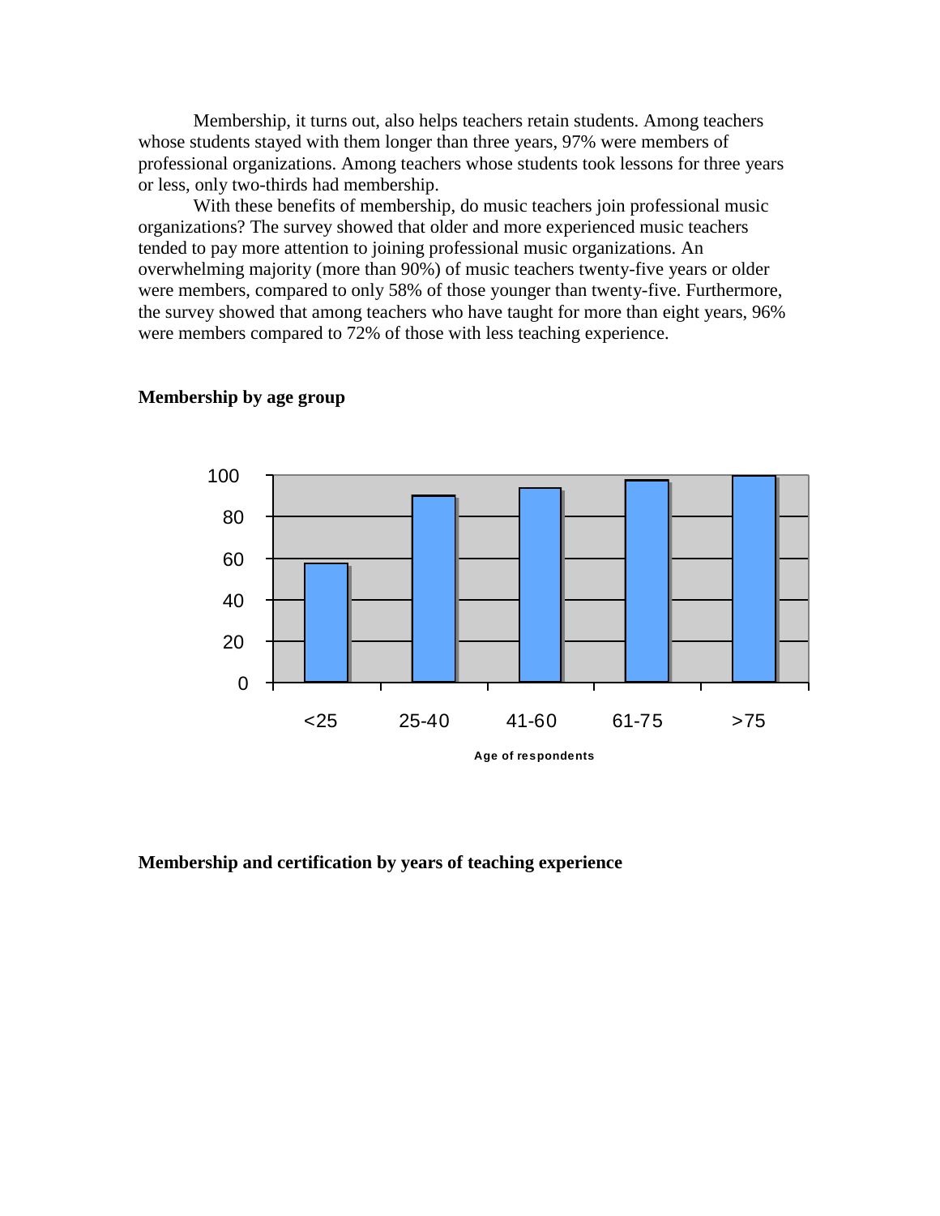Membership, it turns out, also helps teachers retain students. Among teachers whose students stayed with them longer than three years, 97% were members of professional organizations. Among teachers whose students took lessons for three years or less, only two-thirds had membership.

With these benefits of membership, do music teachers join professional music organizations? The survey showed that older and more experienced music teachers tended to pay more attention to joining professional music organizations. An overwhelming majority (more than 90%) of music teachers twenty-five years or older were members, compared to only 58% of those younger than twenty-five. Furthermore, the survey showed that among teachers who have taught for more than eight years, 96% were members compared to 72% of those with less teaching experience.

**Membership by age group**

Age of respondents

**Membership and certification by years of teaching experience**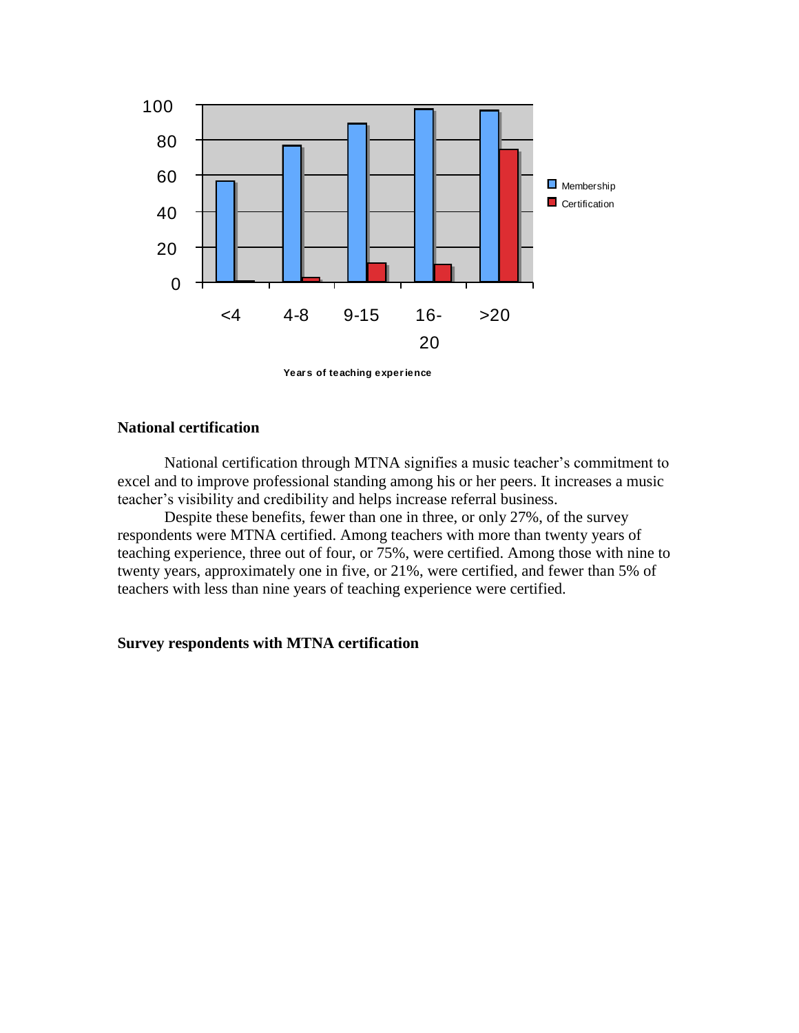## National certification

National certification through MTNA signifies a music teacher's commitment to excel and to improve professional standing among his or her peers. It increases a music teacher's visibility and credibility and helps increase referral business.

Despite these benefits, fewer than one in three, or only 27%, of the survey respondents were MTNA certified. Among teachers with more than twenty years of teaching experience, three out of four, or 75%, were certified. Among those with nine to twenty years, approximately one in five, or 21%, were certified, and fewer than 5% of teachers with less than nine years of teaching experience were certified.

## Survey respondents with MTNA certification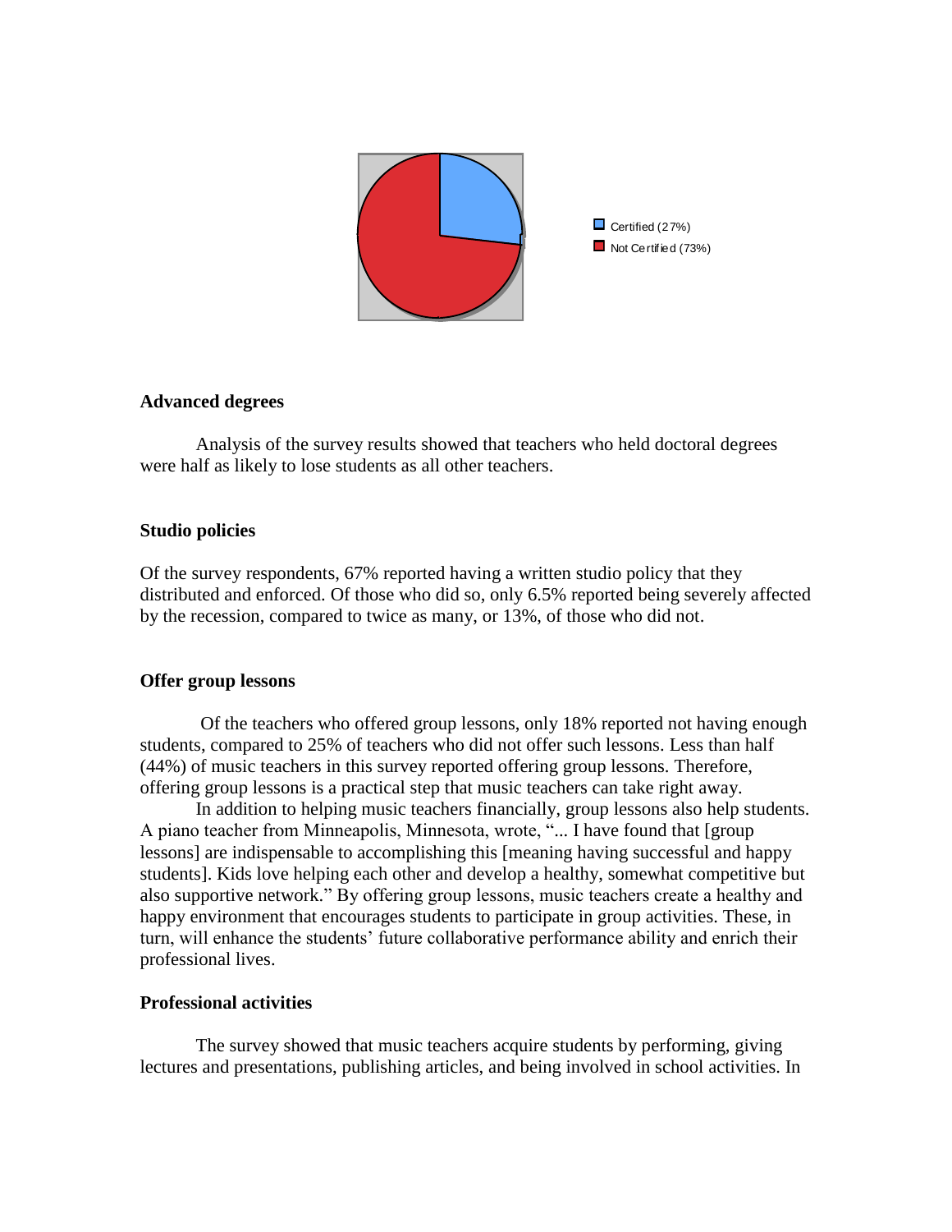Certified (27%)
Not Certified (73%)

### Advanced degrees

Analysis of the survey results showed that teachers who held doctoral degrees were half as likely to lose students as all other teachers.

### Studio policies

Of the survey respondents, 67% reported having a written studio policy that they distributed and enforced. Of those who did so, only 6.5% reported being severely affected by the recession, compared to twice as many, or 13%, of those who did not.

### Offer group lessons

Of the teachers who offered group lessons, only 18% reported not having enough students, compared to 25% of teachers who did not offer such lessons. Less than half (44%) of music teachers in this survey reported offering group lessons. Therefore, offering group lessons is a practical step that music teachers can take right away.

In addition to helping music teachers financially, group lessons also help students. A piano teacher from Minneapolis, Minnesota, wrote, "... I have found that [group lessons] are indispensable to accomplishing this [meaning having successful and happy students]. Kids love helping each other and develop a healthy, somewhat competitive but also supportive network." By offering group lessons, music teachers create a healthy and happy environment that encourages students to participate in group activities. These, in turn, will enhance the students' future collaborative performance ability and enrich their professional lives.

### Professional activities

The survey showed that music teachers acquire students by performing, giving lectures and presentations, publishing articles, and being involved in school activities. In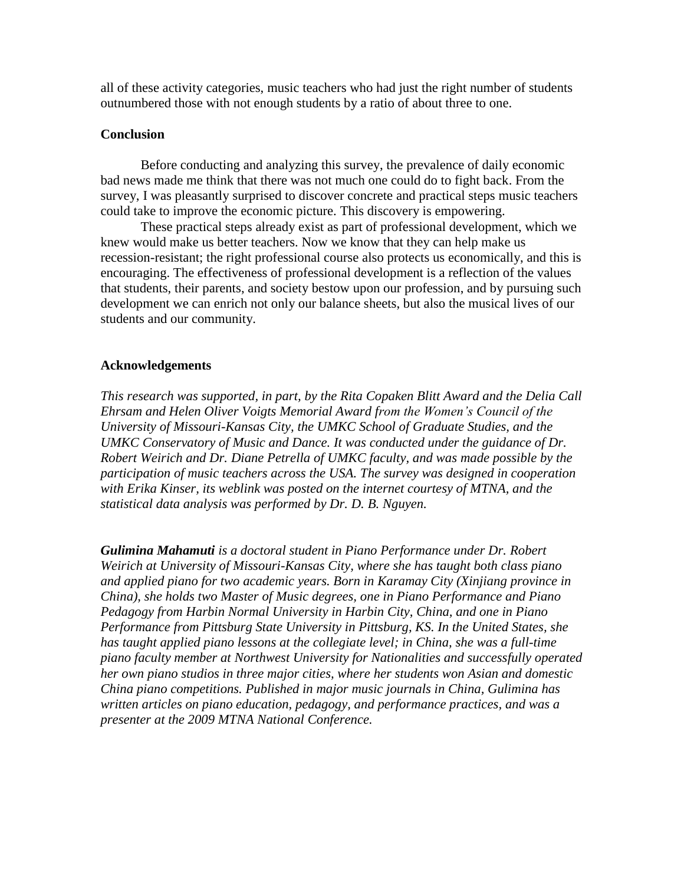all of these activity categories, music teachers who had just the right number of students outnumbered those with not enough students by a ratio of about three to one.

## Conclusion

Before conducting and analyzing this survey, the prevalence of daily economic bad news made me think that there was not much one could do to fight back. From the survey, I was pleasantly surprised to discover concrete and practical steps music teachers could take to improve the economic picture. This discovery is empowering.

These practical steps already exist as part of professional development, which we knew would make us better teachers. Now we know that they can help make us recession-resistant; the right professional course also protects us economically, and this is encouraging. The effectiveness of professional development is a reflection of the values that students, their parents, and society bestow upon our profession, and by pursuing such development we can enrich not only our balance sheets, but also the musical lives of our students and our community.

## Acknowledgements

*This research was supported, in part, by the Rita Copaken Blitt Award and the Delia Call Ehrsam and Helen Oliver Voigts Memorial Award from the Women's Council of the University of Missouri-Kansas City, the UMKC School of Graduate Studies, and the UMKC Conservatory of Music and Dance. It was conducted under the guidance of Dr. Robert Weirich and Dr. Diane Petrella of UMKC faculty, and was made possible by the participation of music teachers across the USA. The survey was designed in cooperation with Erika Kinser, its weblink was posted on the internet courtesy of MTNA, and the statistical data analysis was performed by Dr. D. B. Nguyen.*

***Gulimina Mahamuti*** *is a doctoral student in Piano Performance under Dr. Robert Weirich at University of Missouri-Kansas City, where she has taught both class piano and applied piano for two academic years. Born in Karamay City (Xinjiang province in China), she holds two Master of Music degrees, one in Piano Performance and Piano Pedagogy from Harbin Normal University in Harbin City, China, and one in Piano Performance from Pittsburg State University in Pittsburg, KS. In the United States, she has taught applied piano lessons at the collegiate level; in China, she was a full-time piano faculty member at Northwest University for Nationalities and successfully operated her own piano studios in three major cities, where her students won Asian and domestic China piano competitions. Published in major music journals in China, Gulimina has written articles on piano education, pedagogy, and performance practices, and was a presenter at the 2009 MTNA National Conference.*